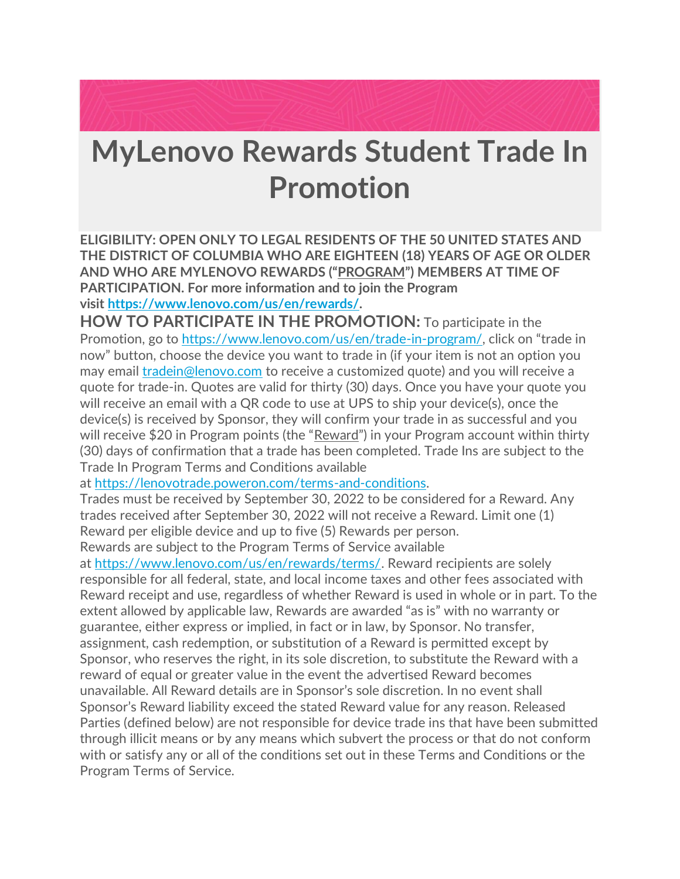# MyLenovo Rewards Student Trade In Promotion

**ELIGIBILITY: OPEN ONLY TO LEGAL RESIDENTS OF THE 50 UNITED STATES AND THE DISTRICT OF COLUMBIA WHO ARE EIGHTEEN (18) YEARS OF AGE OR OLDER AND WHO ARE MYLENOVO REWARDS ("PROGRAM") MEMBERS AT TIME OF PARTICIPATION. For more information and to join the Program visit [https://www.lenovo.com/us/en/rewards/](https://www.lenovo.com/us/en/rewards/).**

**HOW TO PARTICIPATE IN THE PROMOTION:** To participate in the Promotion, go to [https://www.lenovo.com/us/en/trade-in-program/](https://www.lenovo.com/us/en/trade-in-program/), click on "trade in now" button, choose the device you want to trade in (if your item is not an option you may email [tradein@lenovo.com](mailto:tradein@lenovo.com) to receive a customized quote) and you will receive a quote for trade-in. Quotes are valid for thirty (30) days. Once you have your quote you will receive an email with a QR code to use at UPS to ship your device(s), once the device(s) is received by Sponsor, they will confirm your trade in as successful and you will receive $20 in Program points (the "Reward") in your Program account within thirty (30) days of confirmation that a trade has been completed. Trade Ins are subject to the Trade In Program Terms and Conditions available at [https://lenovotrade.poweron.com/terms-and-conditions](https://lenovotrade.poweron.com/terms-and-conditions).

Trades must be received by September 30, 2022 to be considered for a Reward. Any trades received after September 30, 2022 will not receive a Reward. Limit one (1) Reward per eligible device and up to five (5) Rewards per person.

Rewards are subject to the Program Terms of Service available at [https://www.lenovo.com/us/en/rewards/terms/](https://www.lenovo.com/us/en/rewards/terms/). Reward recipients are solely responsible for all federal, state, and local income taxes and other fees associated with Reward receipt and use, regardless of whether Reward is used in whole or in part. To the extent allowed by applicable law, Rewards are awarded "as is" with no warranty or guarantee, either express or implied, in fact or in law, by Sponsor. No transfer, assignment, cash redemption, or substitution of a Reward is permitted except by Sponsor, who reserves the right, in its sole discretion, to substitute the Reward with a reward of equal or greater value in the event the advertised Reward becomes unavailable. All Reward details are in Sponsor's sole discretion. In no event shall Sponsor's Reward liability exceed the stated Reward value for any reason. Released Parties (defined below) are not responsible for device trade ins that have been submitted through illicit means or by any means which subvert the process or that do not conform with or satisfy any or all of the conditions set out in these Terms and Conditions or the Program Terms of Service.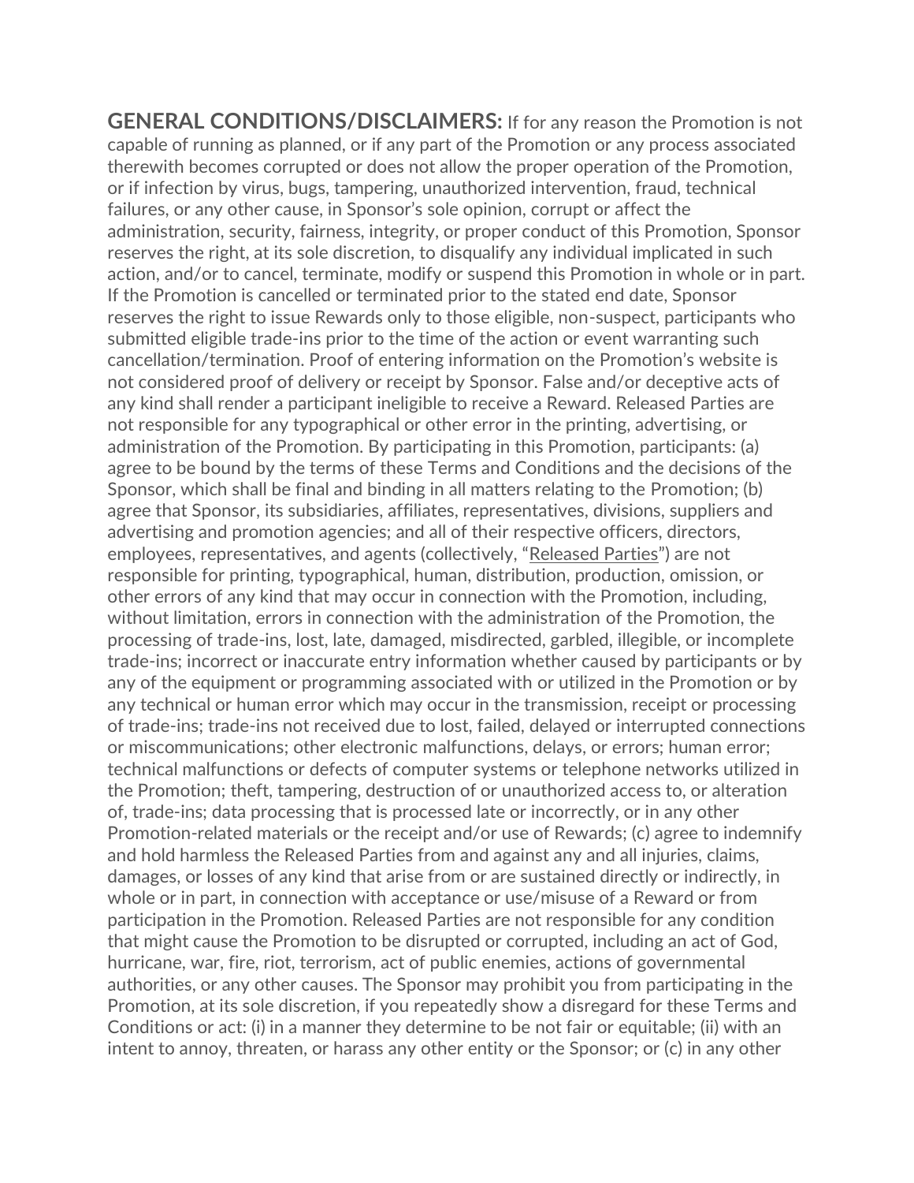**GENERAL CONDITIONS/DISCLAIMERS:** If for any reason the Promotion is not capable of running as planned, or if any part of the Promotion or any process associated therewith becomes corrupted or does not allow the proper operation of the Promotion, or if infection by virus, bugs, tampering, unauthorized intervention, fraud, technical failures, or any other cause, in Sponsor's sole opinion, corrupt or affect the administration, security, fairness, integrity, or proper conduct of this Promotion, Sponsor reserves the right, at its sole discretion, to disqualify any individual implicated in such action, and/or to cancel, terminate, modify or suspend this Promotion in whole or in part. If the Promotion is cancelled or terminated prior to the stated end date, Sponsor reserves the right to issue Rewards only to those eligible, non-suspect, participants who submitted eligible trade-ins prior to the time of the action or event warranting such cancellation/termination. Proof of entering information on the Promotion's website is not considered proof of delivery or receipt by Sponsor. False and/or deceptive acts of any kind shall render a participant ineligible to receive a Reward. Released Parties are not responsible for any typographical or other error in the printing, advertising, or administration of the Promotion. By participating in this Promotion, participants: (a) agree to be bound by the terms of these Terms and Conditions and the decisions of the Sponsor, which shall be final and binding in all matters relating to the Promotion; (b) agree that Sponsor, its subsidiaries, affiliates, representatives, divisions, suppliers and advertising and promotion agencies; and all of their respective officers, directors, employees, representatives, and agents (collectively, "Released Parties") are not responsible for printing, typographical, human, distribution, production, omission, or other errors of any kind that may occur in connection with the Promotion, including, without limitation, errors in connection with the administration of the Promotion, the processing of trade-ins, lost, late, damaged, misdirected, garbled, illegible, or incomplete trade-ins; incorrect or inaccurate entry information whether caused by participants or by any of the equipment or programming associated with or utilized in the Promotion or by any technical or human error which may occur in the transmission, receipt or processing of trade-ins; trade-ins not received due to lost, failed, delayed or interrupted connections or miscommunications; other electronic malfunctions, delays, or errors; human error; technical malfunctions or defects of computer systems or telephone networks utilized in the Promotion; theft, tampering, destruction of or unauthorized access to, or alteration of, trade-ins; data processing that is processed late or incorrectly, or in any other Promotion-related materials or the receipt and/or use of Rewards; (c) agree to indemnify and hold harmless the Released Parties from and against any and all injuries, claims, damages, or losses of any kind that arise from or are sustained directly or indirectly, in whole or in part, in connection with acceptance or use/misuse of a Reward or from participation in the Promotion. Released Parties are not responsible for any condition that might cause the Promotion to be disrupted or corrupted, including an act of God, hurricane, war, fire, riot, terrorism, act of public enemies, actions of governmental authorities, or any other causes. The Sponsor may prohibit you from participating in the Promotion, at its sole discretion, if you repeatedly show a disregard for these Terms and Conditions or act: (i) in a manner they determine to be not fair or equitable; (ii) with an intent to annoy, threaten, or harass any other entity or the Sponsor; or (c) in any other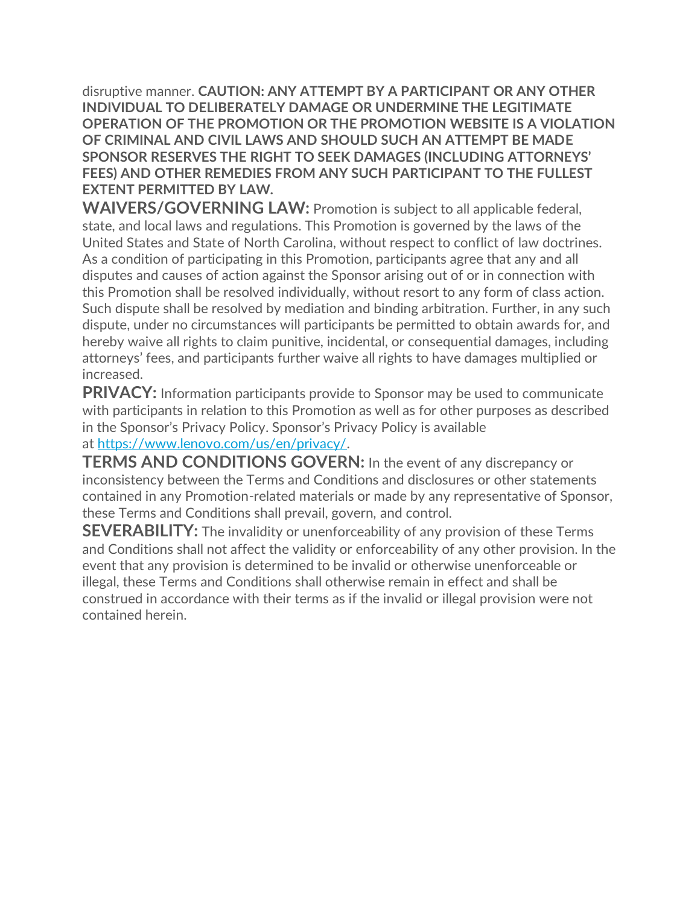disruptive manner. **CAUTION: ANY ATTEMPT BY A PARTICIPANT OR ANY OTHER INDIVIDUAL TO DELIBERATELY DAMAGE OR UNDERMINE THE LEGITIMATE OPERATION OF THE PROMOTION OR THE PROMOTION WEBSITE IS A VIOLATION OF CRIMINAL AND CIVIL LAWS AND SHOULD SUCH AN ATTEMPT BE MADE SPONSOR RESERVES THE RIGHT TO SEEK DAMAGES (INCLUDING ATTORNEYS' FEES) AND OTHER REMEDIES FROM ANY SUCH PARTICIPANT TO THE FULLEST EXTENT PERMITTED BY LAW.**

**WAIVERS/GOVERNING LAW:** Promotion is subject to all applicable federal, state, and local laws and regulations. This Promotion is governed by the laws of the United States and State of North Carolina, without respect to conflict of law doctrines. As a condition of participating in this Promotion, participants agree that any and all disputes and causes of action against the Sponsor arising out of or in connection with this Promotion shall be resolved individually, without resort to any form of class action. Such dispute shall be resolved by mediation and binding arbitration. Further, in any such dispute, under no circumstances will participants be permitted to obtain awards for, and hereby waive all rights to claim punitive, incidental, or consequential damages, including attorneys' fees, and participants further waive all rights to have damages multiplied or increased.

**PRIVACY:** Information participants provide to Sponsor may be used to communicate with participants in relation to this Promotion as well as for other purposes as described in the Sponsor's Privacy Policy. Sponsor's Privacy Policy is available at [https://www.lenovo.com/us/en/privacy/](https://www.lenovo.com/us/en/privacy/).

**TERMS AND CONDITIONS GOVERN:** In the event of any discrepancy or inconsistency between the Terms and Conditions and disclosures or other statements contained in any Promotion-related materials or made by any representative of Sponsor, these Terms and Conditions shall prevail, govern, and control.

**SEVERABILITY:** The invalidity or unenforceability of any provision of these Terms and Conditions shall not affect the validity or enforceability of any other provision. In the event that any provision is determined to be invalid or otherwise unenforceable or illegal, these Terms and Conditions shall otherwise remain in effect and shall be construed in accordance with their terms as if the invalid or illegal provision were not contained herein.